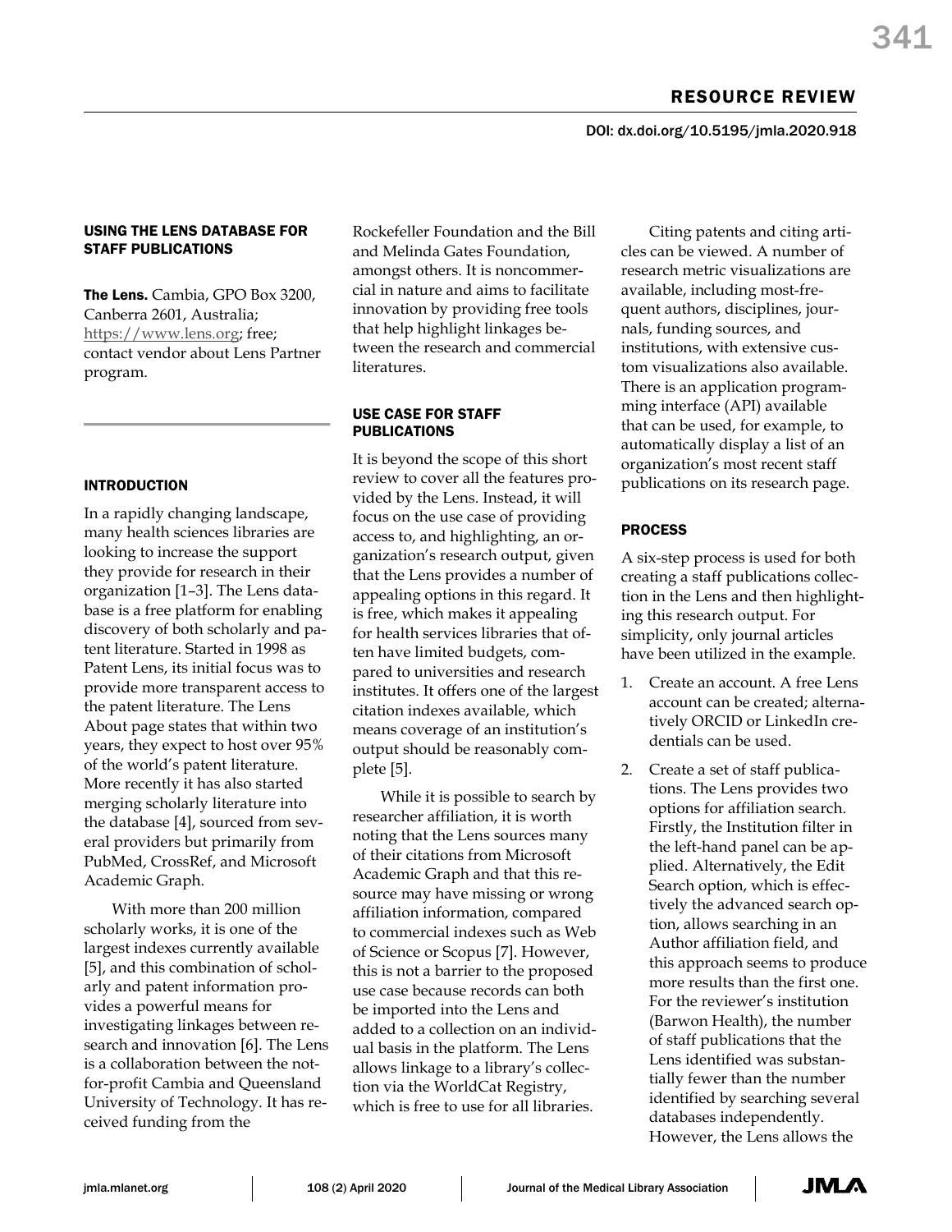## RESOURCE REVIEW

DOI: dx.doi.org/10.5195/jmla.2020.918

### USING THE LENS DATABASE FOR STAFF PUBLICATIONS

**The Lens.** Cambia, GPO Box 3200, Canberra 2601, Australia; https://www.lens.org; free; contact vendor about Lens Partner program.

### INTRODUCTION

In a rapidly changing landscape, many health sciences libraries are looking to increase the support they provide for research in their organization [1–3]. The Lens database is a free platform for enabling discovery of both scholarly and patent literature. Started in 1998 as Patent Lens, its initial focus was to provide more transparent access to the patent literature. The Lens About page states that within two years, they expect to host over 95% of the world's patent literature. More recently it has also started merging scholarly literature into the database [4], sourced from several providers but primarily from PubMed, CrossRef, and Microsoft Academic Graph.

With more than 200 million scholarly works, it is one of the largest indexes currently available [5], and this combination of scholarly and patent information provides a powerful means for investigating linkages between research and innovation [6]. The Lens is a collaboration between the not-for-profit Cambia and Queensland University of Technology. It has received funding from the Rockefeller Foundation and the Bill and Melinda Gates Foundation, amongst others. It is noncommercial in nature and aims to facilitate innovation by providing free tools that help highlight linkages between the research and commercial literatures.

### USE CASE FOR STAFF PUBLICATIONS

It is beyond the scope of this short review to cover all the features provided by the Lens. Instead, it will focus on the use case of providing access to, and highlighting, an organization's research output, given that the Lens provides a number of appealing options in this regard. It is free, which makes it appealing for health services libraries that often have limited budgets, compared to universities and research institutes. It offers one of the largest citation indexes available, which means coverage of an institution's output should be reasonably complete [5].

While it is possible to search by researcher affiliation, it is worth noting that the Lens sources many of their citations from Microsoft Academic Graph and that this resource may have missing or wrong affiliation information, compared to commercial indexes such as Web of Science or Scopus [7]. However, this is not a barrier to the proposed use case because records can both be imported into the Lens and added to a collection on an individual basis in the platform. The Lens allows linkage to a library's collection via the WorldCat Registry, which is free to use for all libraries.

Citing patents and citing articles can be viewed. A number of research metric visualizations are available, including most-frequent authors, disciplines, journals, funding sources, and institutions, with extensive custom visualizations also available. There is an application programming interface (API) available that can be used, for example, to automatically display a list of an organization's most recent staff publications on its research page.

### PROCESS

A six-step process is used for both creating a staff publications collection in the Lens and then highlighting this research output. For simplicity, only journal articles have been utilized in the example.

1. Create an account. A free Lens account can be created; alternatively ORCID or LinkedIn credentials can be used.
2. Create a set of staff publications. The Lens provides two options for affiliation search. Firstly, the Institution filter in the left-hand panel can be applied. Alternatively, the Edit Search option, which is effectively the advanced search option, allows searching in an Author affiliation field, and this approach seems to produce more results than the first one. For the reviewer's institution (Barwon Health), the number of staff publications that the Lens identified was substantially fewer than the number identified by searching several databases independently. However, the Lens allows the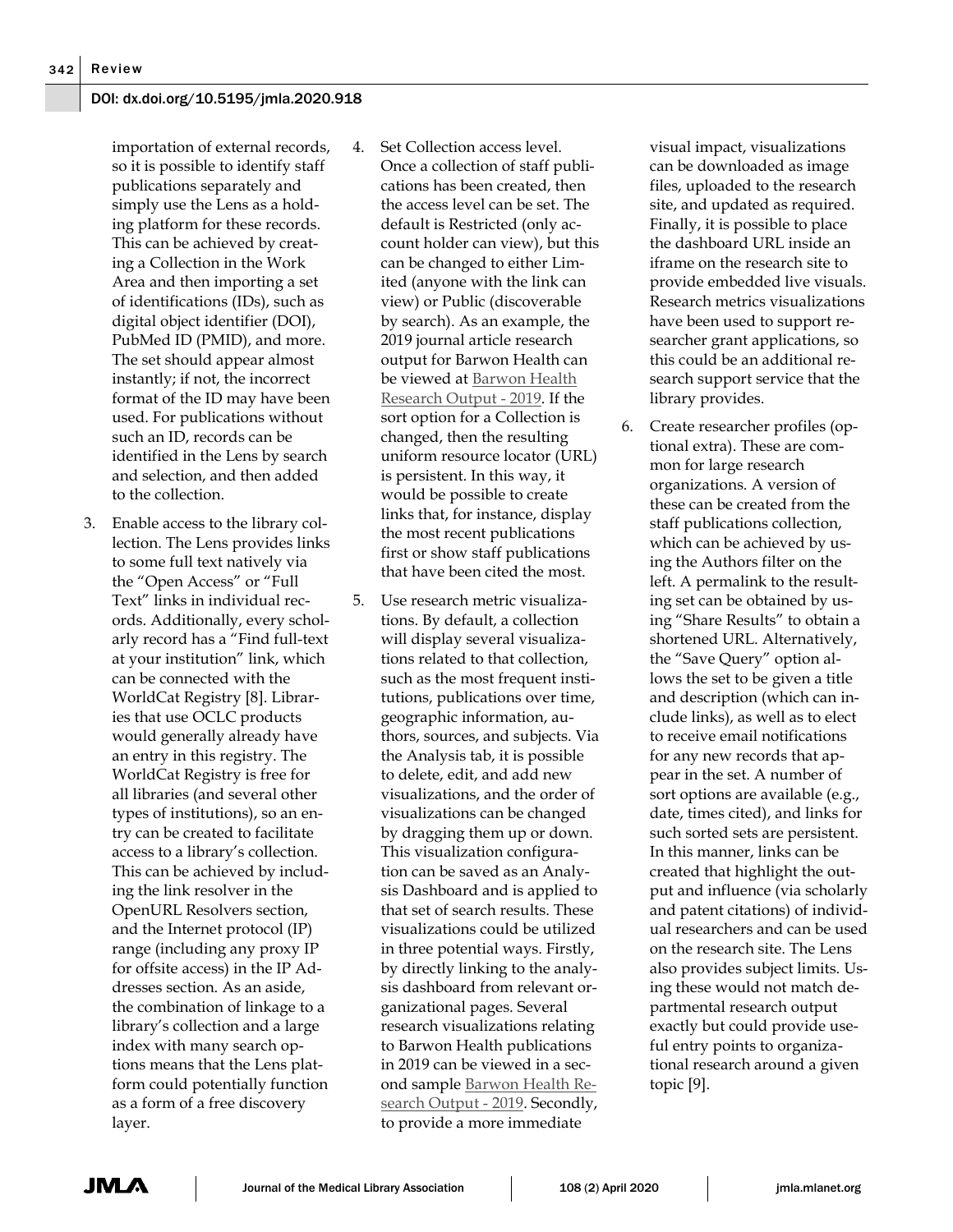importation of external records, so it is possible to identify staff publications separately and simply use the Lens as a holding platform for these records. This can be achieved by creating a Collection in the Work Area and then importing a set of identifications (IDs), such as digital object identifier (DOI), PubMed ID (PMID), and more. The set should appear almost instantly; if not, the incorrect format of the ID may have been used. For publications without such an ID, records can be identified in the Lens by search and selection, and then added to the collection.

3. Enable access to the library collection. The Lens provides links to some full text natively via the "Open Access" or "Full Text" links in individual records. Additionally, every scholarly record has a "Find full-text at your institution" link, which can be connected with the WorldCat Registry [8]. Libraries that use OCLC products would generally already have an entry in this registry. The WorldCat Registry is free for all libraries (and several other types of institutions), so an entry can be created to facilitate access to a library's collection. This can be achieved by including the link resolver in the OpenURL Resolvers section, and the Internet protocol (IP) range (including any proxy IP for offsite access) in the IP Addresses section. As an aside, the combination of linkage to a library's collection and a large index with many search options means that the Lens platform could potentially function as a form of a free discovery layer.

4. Set Collection access level. Once a collection of staff publications has been created, then the access level can be set. The default is Restricted (only account holder can view), but this can be changed to either Limited (anyone with the link can view) or Public (discoverable by search). As an example, the 2019 journal article research output for Barwon Health can be viewed at Barwon Health Research Output - 2019. If the sort option for a Collection is changed, then the resulting uniform resource locator (URL) is persistent. In this way, it would be possible to create links that, for instance, display the most recent publications first or show staff publications that have been cited the most.

5. Use research metric visualizations. By default, a collection will display several visualizations related to that collection, such as the most frequent institutions, publications over time, geographic information, authors, sources, and subjects. Via the Analysis tab, it is possible to delete, edit, and add new visualizations, and the order of visualizations can be changed by dragging them up or down. This visualization configuration can be saved as an Analysis Dashboard and is applied to that set of search results. These visualizations could be utilized in three potential ways. Firstly, by directly linking to the analysis dashboard from relevant organizational pages. Several research visualizations relating to Barwon Health publications in 2019 can be viewed in a second sample Barwon Health Research Output - 2019. Secondly, to provide a more immediate visual impact, visualizations can be downloaded as image files, uploaded to the research site, and updated as required. Finally, it is possible to place the dashboard URL inside an iframe on the research site to provide embedded live visuals. Research metrics visualizations have been used to support researcher grant applications, so this could be an additional research support service that the library provides.

6. Create researcher profiles (optional extra). These are common for large research organizations. A version of these can be created from the staff publications collection, which can be achieved by using the Authors filter on the left. A permalink to the resulting set can be obtained by using "Share Results" to obtain a shortened URL. Alternatively, the "Save Query" option allows the set to be given a title and description (which can include links), as well as to elect to receive email notifications for any new records that appear in the set. A number of sort options are available (e.g., date, times cited), and links for such sorted sets are persistent. In this manner, links can be created that highlight the output and influence (via scholarly and patent citations) of individual researchers and can be used on the research site. The Lens also provides subject limits. Using these would not match departmental research output exactly but could provide useful entry points to organizational research around a given topic [9].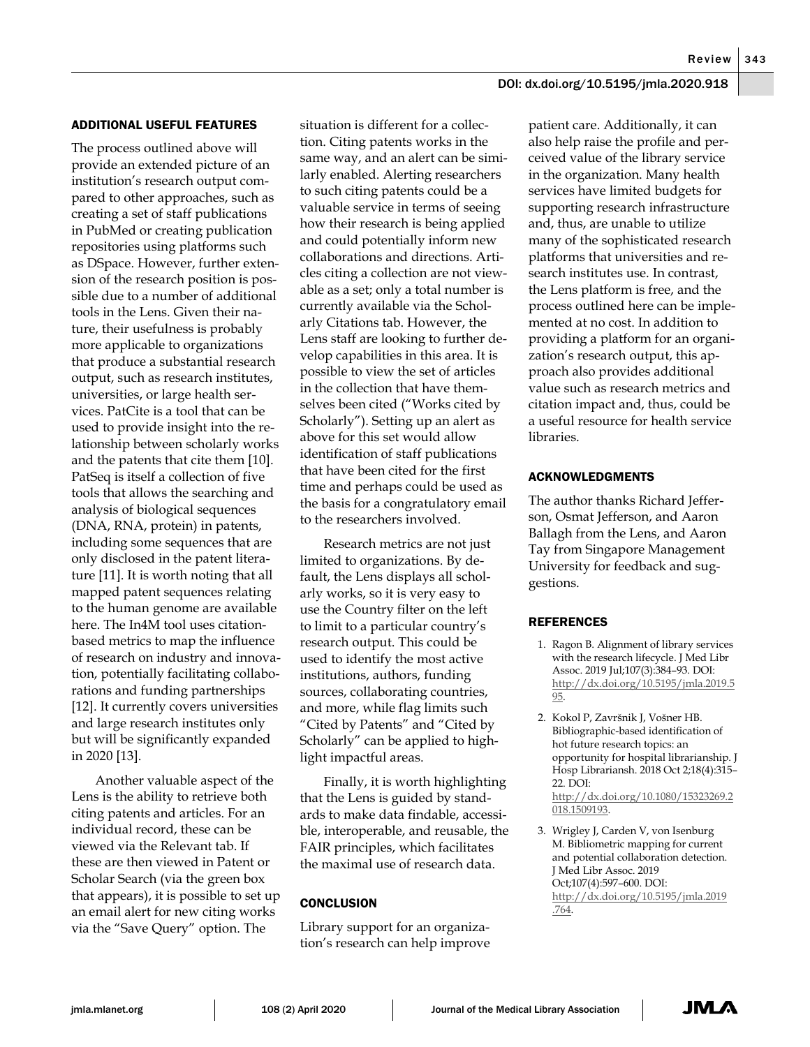## ADDITIONAL USEFUL FEATURES

The process outlined above will provide an extended picture of an institution's research output compared to other approaches, such as creating a set of staff publications in PubMed or creating publication repositories using platforms such as DSpace. However, further extension of the research position is possible due to a number of additional tools in the Lens. Given their nature, their usefulness is probably more applicable to organizations that produce a substantial research output, such as research institutes, universities, or large health services. PatCite is a tool that can be used to provide insight into the relationship between scholarly works and the patents that cite them [10]. PatSeq is itself a collection of five tools that allows the searching and analysis of biological sequences (DNA, RNA, protein) in patents, including some sequences that are only disclosed in the patent literature [11]. It is worth noting that all mapped patent sequences relating to the human genome are available here. The In4M tool uses citation-based metrics to map the influence of research on industry and innovation, potentially facilitating collaborations and funding partnerships [12]. It currently covers universities and large research institutes only but will be significantly expanded in 2020 [13].

Another valuable aspect of the Lens is the ability to retrieve both citing patents and articles. For an individual record, these can be viewed via the Relevant tab. If these are then viewed in Patent or Scholar Search (via the green box that appears), it is possible to set up an email alert for new citing works via the "Save Query" option. The situation is different for a collection. Citing patents works in the same way, and an alert can be similarly enabled. Alerting researchers to such citing patents could be a valuable service in terms of seeing how their research is being applied and could potentially inform new collaborations and directions. Articles citing a collection are not viewable as a set; only a total number is currently available via the Scholarly Citations tab. However, the Lens staff are looking to further develop capabilities in this area. It is possible to view the set of articles in the collection that have themselves been cited ("Works cited by Scholarly"). Setting up an alert as above for this set would allow identification of staff publications that have been cited for the first time and perhaps could be used as the basis for a congratulatory email to the researchers involved.

Research metrics are not just limited to organizations. By default, the Lens displays all scholarly works, so it is very easy to use the Country filter on the left to limit to a particular country's research output. This could be used to identify the most active institutions, authors, funding sources, collaborating countries, and more, while flag limits such "Cited by Patents" and "Cited by Scholarly" can be applied to highlight impactful areas.

Finally, it is worth highlighting that the Lens is guided by standards to make data findable, accessible, interoperable, and reusable, the FAIR principles, which facilitates the maximal use of research data.

## CONCLUSION

Library support for an organization's research can help improve patient care. Additionally, it can also help raise the profile and perceived value of the library service in the organization. Many health services have limited budgets for supporting research infrastructure and, thus, are unable to utilize many of the sophisticated research platforms that universities and research institutes use. In contrast, the Lens platform is free, and the process outlined here can be implemented at no cost. In addition to providing a platform for an organization's research output, this approach also provides additional value such as research metrics and citation impact and, thus, could be a useful resource for health service libraries.

## ACKNOWLEDGMENTS

The author thanks Richard Jefferson, Osmat Jefferson, and Aaron Ballagh from the Lens, and Aaron Tay from Singapore Management University for feedback and suggestions.

## REFERENCES

1. Ragon B. Alignment of library services with the research lifecycle. J Med Libr Assoc. 2019 Jul;107(3):384–93. DOI: http://dx.doi.org/10.5195/jmla.2019.595.
2. Kokol P, Završnik J, Vošner HB. Bibliographic-based identification of hot future research topics: an opportunity for hospital librarianship. J Hosp Librariansh. 2018 Oct 2;18(4):315–22. DOI: http://dx.doi.org/10.1080/15323269.2018.1509193.
3. Wrigley J, Carden V, von Isenburg M. Bibliometric mapping for current and potential collaboration detection. J Med Libr Assoc. 2019 Oct;107(4):597–600. DOI: http://dx.doi.org/10.5195/jmla.2019.764.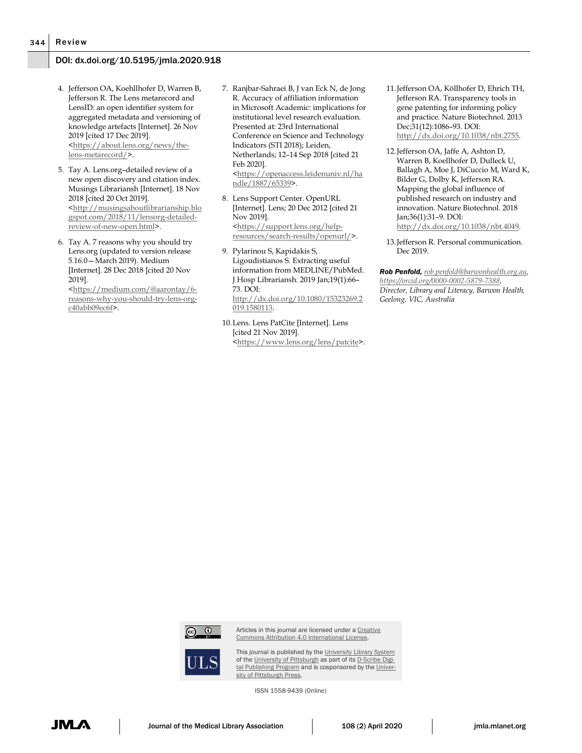4. Jefferson OA, Koehllhofer D, Warren B, Jefferson R. The Lens metarecord and LensID: an open identifier system for aggregated metadata and versioning of knowledge artefacts [Internet]. 26 Nov 2019 [cited 17 Dec 2019]. <https://about.lens.org/news/the-lens-metarecord/>.
5. Tay A. Lens.org–detailed review of a new open discovery and citation index. Musings Librariansh [Internet]. 18 Nov 2018 [cited 20 Oct 2019]. <http://musingsaboutlibrarianship.blogspot.com/2018/11/lensorg-detailed-review-of-new-open.html>.
6. Tay A. 7 reasons why you should try Lens.org (updated to version release 5.16.0—March 2019). Medium [Internet]. 28 Dec 2018 [cited 20 Nov 2019]. <https://medium.com/@aarontay/6-reasons-why-you-should-try-lens-org-c40abb09ec6f>.
7. Ranjbar-Sahraei B, J van Eck N, de Jong R. Accuracy of affiliation information in Microsoft Academic: implications for institutional level research evaluation. Presented at: 23rd International Conference on Science and Technology Indicators (STI 2018); Leiden, Netherlands; 12–14 Sep 2018 [cited 21 Feb 2020]. <https://openaccess.leidenuniv.nl/handle/1887/65339>.
8. Lens Support Center. OpenURL [Internet]. Lens; 20 Dec 2012 [cited 21 Nov 2019]. <https://support.lens.org/help-resources/search-results/openurl/>.
9. Pylarinou S, Kapidakis S, Ligoudistianos S. Extracting useful information from MEDLINE/PubMed. J Hosp Librariansh. 2019 Jan;19(1):66–73. DOI: http://dx.doi.org/10.1080/15323269.2019.1580113.
10. Lens. Lens PatCite [Internet]. Lens [cited 21 Nov 2019]. <https://www.lens.org/lens/patcite>.
11. Jefferson OA, Köllhofer D, Ehrich TH, Jefferson RA. Transparency tools in gene patenting for informing policy and practice. Nature Biotechnol. 2013 Dec;31(12):1086–93. DOI: http://dx.doi.org/10.1038/nbt.2755.
12. Jefferson OA, Jaffe A, Ashton D, Warren B, Koellhofer D, Dulleck U, Ballagh A, Moe J, DiCuccio M, Ward K, Bilder G, Dolby K, Jefferson RA. Mapping the global influence of published research on industry and innovation. Nature Biotechnol. 2018 Jan;36(1):31–9. DOI: http://dx.doi.org/10.1038/nbt.4049.
13. Jefferson R. Personal communication. Dec 2019.

***Rob Penfold***, *rob.penfold@barwonhealth.org.au*, *https://orcid.org/0000-0002-5879-7388*, *Director, Library and Literacy, Barwon Health, Geelong, VIC, Australia*

Articles in this journal are licensed under a Creative Commons Attribution 4.0 International License.

This journal is published by the University Library System of the University of Pittsburgh as part of its D-Scribe Digital Publishing Program and is cosponsored by the University of Pittsburgh Press.

ISSN 1558-9439 (Online)